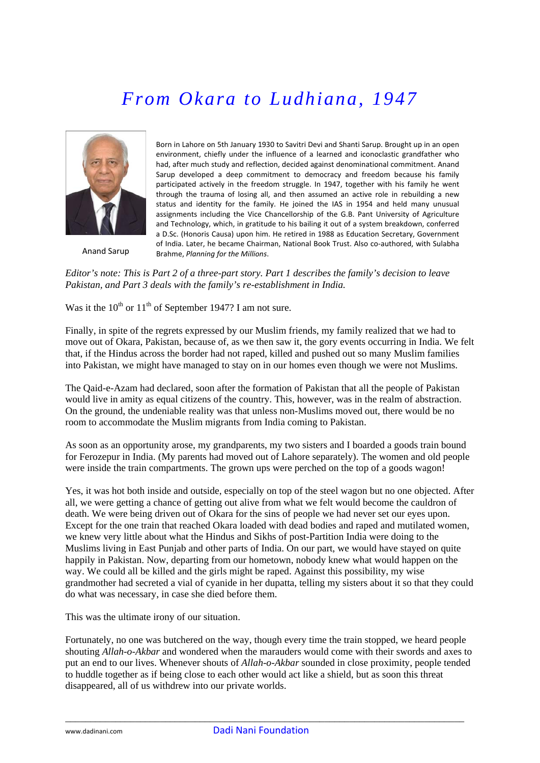# *From Okara to Ludhiana, 1947*

Anand Sarup

Born in Lahore on 5th January 1930 to Savitri Devi and Shanti Sarup. Brought up in an open environment, chiefly under the influence of a learned and iconoclastic grandfather who had, after much study and reflection, decided against denominational commitment. Anand Sarup developed a deep commitment to democracy and freedom because his family participated actively in the freedom struggle. In 1947, together with his family he went through the trauma of losing all, and then assumed an active role in rebuilding a new status and identity for the family. He joined the IAS in 1954 and held many unusual assignments including the Vice Chancellorship of the G.B. Pant University of Agriculture and Technology, which, in gratitude to his bailing it out of a system breakdown, conferred a D.Sc. (Honoris Causa) upon him. He retired in 1988 as Education Secretary, Government of India. Later, he became Chairman, National Book Trust. Also co-authored, with Sulabha Brahme, *Planning for the Millions*.

*Editor's note: This is Part 2 of a three-part story. Part 1 describes the family's decision to leave Pakistan, and Part 3 deals with the family's re-establishment in India.*

Was it the 10th or 11th of September 1947? I am not sure.

Finally, in spite of the regrets expressed by our Muslim friends, my family realized that we had to move out of Okara, Pakistan, because of, as we then saw it, the gory events occurring in India. We felt that, if the Hindus across the border had not raped, killed and pushed out so many Muslim families into Pakistan, we might have managed to stay on in our homes even though we were not Muslims.

The Qaid-e-Azam had declared, soon after the formation of Pakistan that all the people of Pakistan would live in amity as equal citizens of the country. This, however, was in the realm of abstraction. On the ground, the undeniable reality was that unless non-Muslims moved out, there would be no room to accommodate the Muslim migrants from India coming to Pakistan.

As soon as an opportunity arose, my grandparents, my two sisters and I boarded a goods train bound for Ferozepur in India. (My parents had moved out of Lahore separately). The women and old people were inside the train compartments. The grown ups were perched on the top of a goods wagon!

Yes, it was hot both inside and outside, especially on top of the steel wagon but no one objected. After all, we were getting a chance of getting out alive from what we felt would become the cauldron of death. We were being driven out of Okara for the sins of people we had never set our eyes upon. Except for the one train that reached Okara loaded with dead bodies and raped and mutilated women, we knew very little about what the Hindus and Sikhs of post-Partition India were doing to the Muslims living in East Punjab and other parts of India. On our part, we would have stayed on quite happily in Pakistan. Now, departing from our hometown, nobody knew what would happen on the way. We could all be killed and the girls might be raped. Against this possibility, my wise grandmother had secreted a vial of cyanide in her dupatta, telling my sisters about it so that they could do what was necessary, in case she died before them.

This was the ultimate irony of our situation.

Fortunately, no one was butchered on the way, though every time the train stopped, we heard people shouting *Allah-o-Akbar* and wondered when the marauders would come with their swords and axes to put an end to our lives. Whenever shouts of *Allah-o-Akbar* sounded in close proximity, people tended to huddle together as if being close to each other would act like a shield, but as soon this threat disappeared, all of us withdrew into our private worlds.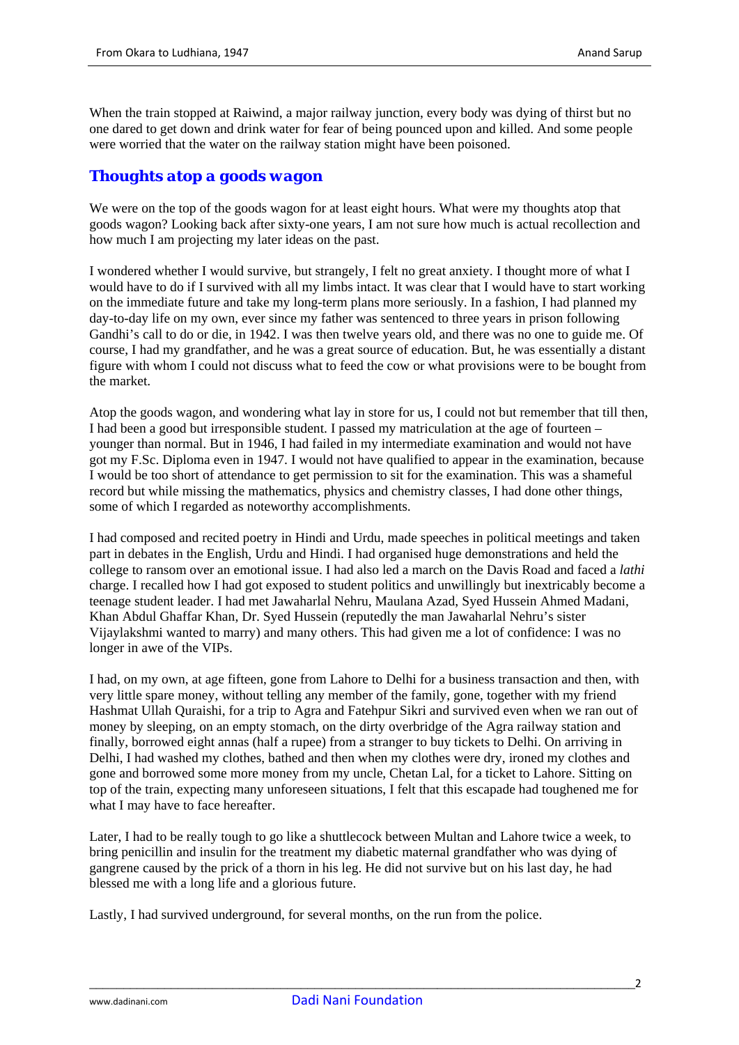When the train stopped at Raiwind, a major railway junction, every body was dying of thirst but no one dared to get down and drink water for fear of being pounced upon and killed. And some people were worried that the water on the railway station might have been poisoned.

## Thoughts atop a goods wagon

We were on the top of the goods wagon for at least eight hours. What were my thoughts atop that goods wagon? Looking back after sixty-one years, I am not sure how much is actual recollection and how much I am projecting my later ideas on the past.

I wondered whether I would survive, but strangely, I felt no great anxiety. I thought more of what I would have to do if I survived with all my limbs intact. It was clear that I would have to start working on the immediate future and take my long-term plans more seriously. In a fashion, I had planned my day-to-day life on my own, ever since my father was sentenced to three years in prison following Gandhi's call to do or die, in 1942. I was then twelve years old, and there was no one to guide me. Of course, I had my grandfather, and he was a great source of education. But, he was essentially a distant figure with whom I could not discuss what to feed the cow or what provisions were to be bought from the market.

Atop the goods wagon, and wondering what lay in store for us, I could not but remember that till then, I had been a good but irresponsible student. I passed my matriculation at the age of fourteen – younger than normal. But in 1946, I had failed in my intermediate examination and would not have got my F.Sc. Diploma even in 1947. I would not have qualified to appear in the examination, because I would be too short of attendance to get permission to sit for the examination. This was a shameful record but while missing the mathematics, physics and chemistry classes, I had done other things, some of which I regarded as noteworthy accomplishments.

I had composed and recited poetry in Hindi and Urdu, made speeches in political meetings and taken part in debates in the English, Urdu and Hindi. I had organised huge demonstrations and held the college to ransom over an emotional issue. I had also led a march on the Davis Road and faced a *lathi* charge. I recalled how I had got exposed to student politics and unwillingly but inextricably become a teenage student leader. I had met Jawaharlal Nehru, Maulana Azad, Syed Hussein Ahmed Madani, Khan Abdul Ghaffar Khan, Dr. Syed Hussein (reputedly the man Jawaharlal Nehru's sister Vijaylakshmi wanted to marry) and many others. This had given me a lot of confidence: I was no longer in awe of the VIPs.

I had, on my own, at age fifteen, gone from Lahore to Delhi for a business transaction and then, with very little spare money, without telling any member of the family, gone, together with my friend Hashmat Ullah Quraishi, for a trip to Agra and Fatehpur Sikri and survived even when we ran out of money by sleeping, on an empty stomach, on the dirty overbridge of the Agra railway station and finally, borrowed eight annas (half a rupee) from a stranger to buy tickets to Delhi. On arriving in Delhi, I had washed my clothes, bathed and then when my clothes were dry, ironed my clothes and gone and borrowed some more money from my uncle, Chetan Lal, for a ticket to Lahore. Sitting on top of the train, expecting many unforeseen situations, I felt that this escapade had toughened me for what I may have to face hereafter.

Later, I had to be really tough to go like a shuttlecock between Multan and Lahore twice a week, to bring penicillin and insulin for the treatment my diabetic maternal grandfather who was dying of gangrene caused by the prick of a thorn in his leg. He did not survive but on his last day, he had blessed me with a long life and a glorious future.

Lastly, I had survived underground, for several months, on the run from the police.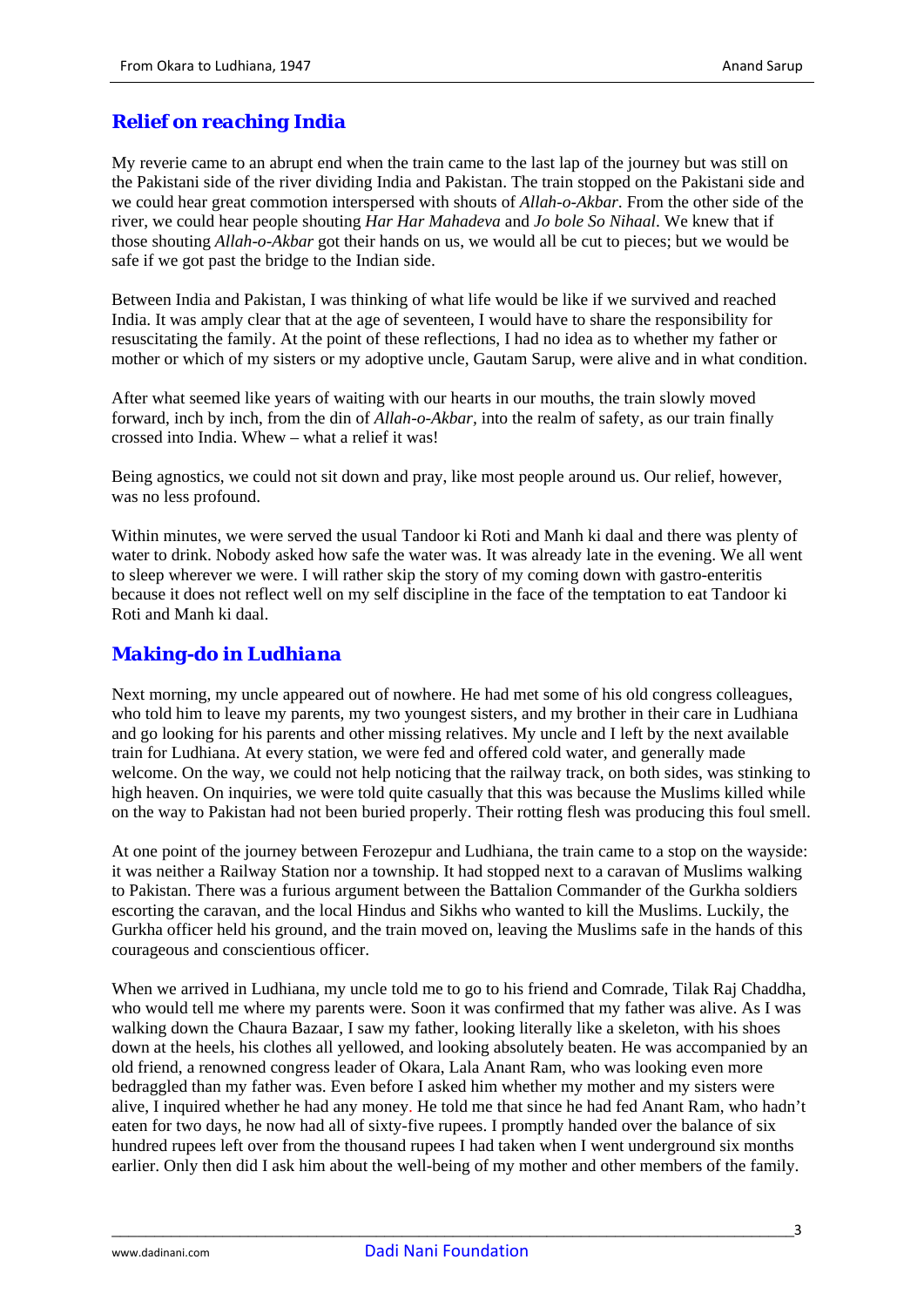## Relief on reaching India

My reverie came to an abrupt end when the train came to the last lap of the journey but was still on the Pakistani side of the river dividing India and Pakistan. The train stopped on the Pakistani side and we could hear great commotion interspersed with shouts of *Allah-o-Akbar*. From the other side of the river, we could hear people shouting *Har Har Mahadeva* and *Jo bole So Nihaal*. We knew that if those shouting *Allah-o-Akbar* got their hands on us, we would all be cut to pieces; but we would be safe if we got past the bridge to the Indian side.

Between India and Pakistan, I was thinking of what life would be like if we survived and reached India. It was amply clear that at the age of seventeen, I would have to share the responsibility for resuscitating the family. At the point of these reflections, I had no idea as to whether my father or mother or which of my sisters or my adoptive uncle, Gautam Sarup, were alive and in what condition.

After what seemed like years of waiting with our hearts in our mouths, the train slowly moved forward, inch by inch, from the din of *Allah-o-Akbar*, into the realm of safety, as our train finally crossed into India. Whew – what a relief it was!

Being agnostics, we could not sit down and pray, like most people around us. Our relief, however, was no less profound.

Within minutes, we were served the usual Tandoor ki Roti and Manh ki daal and there was plenty of water to drink. Nobody asked how safe the water was. It was already late in the evening. We all went to sleep wherever we were. I will rather skip the story of my coming down with gastro-enteritis because it does not reflect well on my self discipline in the face of the temptation to eat Tandoor ki Roti and Manh ki daal.

## Making-do in Ludhiana

Next morning, my uncle appeared out of nowhere. He had met some of his old congress colleagues, who told him to leave my parents, my two youngest sisters, and my brother in their care in Ludhiana and go looking for his parents and other missing relatives. My uncle and I left by the next available train for Ludhiana. At every station, we were fed and offered cold water, and generally made welcome. On the way, we could not help noticing that the railway track, on both sides, was stinking to high heaven. On inquiries, we were told quite casually that this was because the Muslims killed while on the way to Pakistan had not been buried properly. Their rotting flesh was producing this foul smell.

At one point of the journey between Ferozepur and Ludhiana, the train came to a stop on the wayside: it was neither a Railway Station nor a township. It had stopped next to a caravan of Muslims walking to Pakistan. There was a furious argument between the Battalion Commander of the Gurkha soldiers escorting the caravan, and the local Hindus and Sikhs who wanted to kill the Muslims. Luckily, the Gurkha officer held his ground, and the train moved on, leaving the Muslims safe in the hands of this courageous and conscientious officer.

When we arrived in Ludhiana, my uncle told me to go to his friend and Comrade, Tilak Raj Chaddha, who would tell me where my parents were. Soon it was confirmed that my father was alive. As I was walking down the Chaura Bazaar, I saw my father, looking literally like a skeleton, with his shoes down at the heels, his clothes all yellowed, and looking absolutely beaten. He was accompanied by an old friend, a renowned congress leader of Okara, Lala Anant Ram, who was looking even more bedraggled than my father was. Even before I asked him whether my mother and my sisters were alive, I inquired whether he had any money. He told me that since he had fed Anant Ram, who hadn't eaten for two days, he now had all of sixty-five rupees. I promptly handed over the balance of six hundred rupees left over from the thousand rupees I had taken when I went underground six months earlier. Only then did I ask him about the well-being of my mother and other members of the family.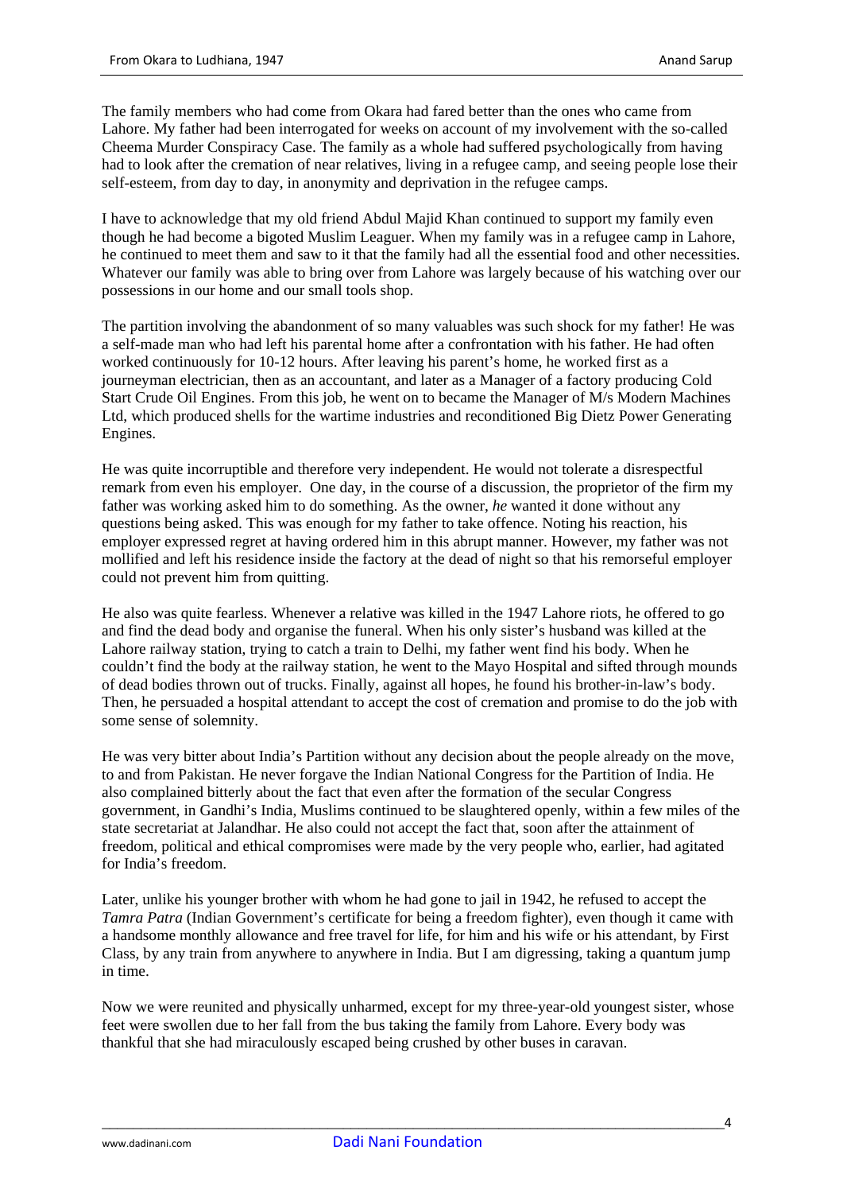The family members who had come from Okara had fared better than the ones who came from Lahore. My father had been interrogated for weeks on account of my involvement with the so-called Cheema Murder Conspiracy Case. The family as a whole had suffered psychologically from having had to look after the cremation of near relatives, living in a refugee camp, and seeing people lose their self-esteem, from day to day, in anonymity and deprivation in the refugee camps.

I have to acknowledge that my old friend Abdul Majid Khan continued to support my family even though he had become a bigoted Muslim Leaguer. When my family was in a refugee camp in Lahore, he continued to meet them and saw to it that the family had all the essential food and other necessities. Whatever our family was able to bring over from Lahore was largely because of his watching over our possessions in our home and our small tools shop.

The partition involving the abandonment of so many valuables was such shock for my father! He was a self-made man who had left his parental home after a confrontation with his father. He had often worked continuously for 10-12 hours. After leaving his parent's home, he worked first as a journeyman electrician, then as an accountant, and later as a Manager of a factory producing Cold Start Crude Oil Engines. From this job, he went on to became the Manager of M/s Modern Machines Ltd, which produced shells for the wartime industries and reconditioned Big Dietz Power Generating Engines.

He was quite incorruptible and therefore very independent. He would not tolerate a disrespectful remark from even his employer. One day, in the course of a discussion, the proprietor of the firm my father was working asked him to do something. As the owner, *he* wanted it done without any questions being asked. This was enough for my father to take offence. Noting his reaction, his employer expressed regret at having ordered him in this abrupt manner. However, my father was not mollified and left his residence inside the factory at the dead of night so that his remorseful employer could not prevent him from quitting.

He also was quite fearless. Whenever a relative was killed in the 1947 Lahore riots, he offered to go and find the dead body and organise the funeral. When his only sister's husband was killed at the Lahore railway station, trying to catch a train to Delhi, my father went find his body. When he couldn't find the body at the railway station, he went to the Mayo Hospital and sifted through mounds of dead bodies thrown out of trucks. Finally, against all hopes, he found his brother-in-law's body. Then, he persuaded a hospital attendant to accept the cost of cremation and promise to do the job with some sense of solemnity.

He was very bitter about India's Partition without any decision about the people already on the move, to and from Pakistan. He never forgave the Indian National Congress for the Partition of India. He also complained bitterly about the fact that even after the formation of the secular Congress government, in Gandhi's India, Muslims continued to be slaughtered openly, within a few miles of the state secretariat at Jalandhar. He also could not accept the fact that, soon after the attainment of freedom, political and ethical compromises were made by the very people who, earlier, had agitated for India's freedom.

Later, unlike his younger brother with whom he had gone to jail in 1942, he refused to accept the *Tamra Patra* (Indian Government's certificate for being a freedom fighter), even though it came with a handsome monthly allowance and free travel for life, for him and his wife or his attendant, by First Class, by any train from anywhere to anywhere in India. But I am digressing, taking a quantum jump in time.

Now we were reunited and physically unharmed, except for my three-year-old youngest sister, whose feet were swollen due to her fall from the bus taking the family from Lahore. Every body was thankful that she had miraculously escaped being crushed by other buses in caravan.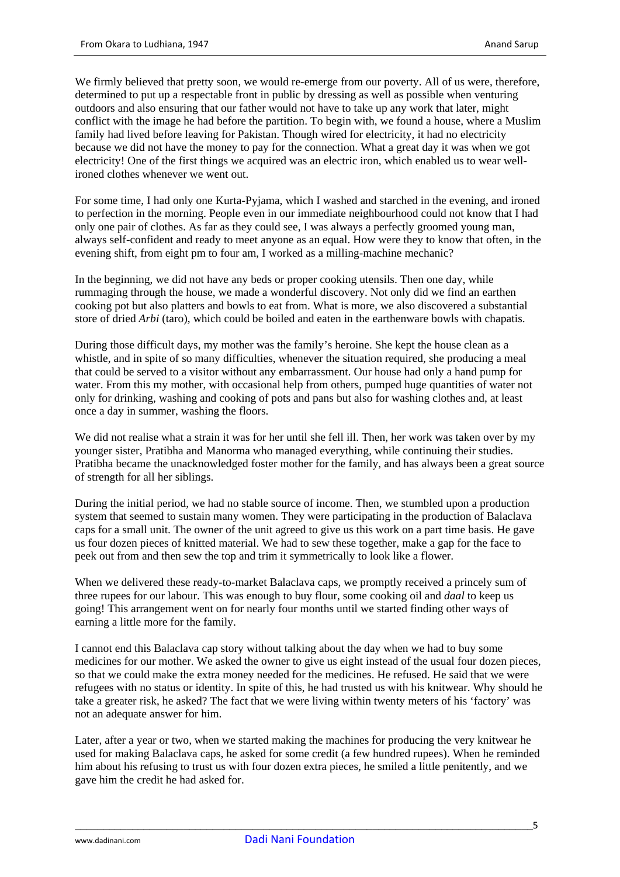We firmly believed that pretty soon, we would re-emerge from our poverty. All of us were, therefore, determined to put up a respectable front in public by dressing as well as possible when venturing outdoors and also ensuring that our father would not have to take up any work that later, might conflict with the image he had before the partition. To begin with, we found a house, where a Muslim family had lived before leaving for Pakistan. Though wired for electricity, it had no electricity because we did not have the money to pay for the connection. What a great day it was when we got electricity! One of the first things we acquired was an electric iron, which enabled us to wear well-ironed clothes whenever we went out.

For some time, I had only one Kurta-Pyjama, which I washed and starched in the evening, and ironed to perfection in the morning. People even in our immediate neighbourhood could not know that I had only one pair of clothes. As far as they could see, I was always a perfectly groomed young man, always self-confident and ready to meet anyone as an equal. How were they to know that often, in the evening shift, from eight pm to four am, I worked as a milling-machine mechanic?

In the beginning, we did not have any beds or proper cooking utensils. Then one day, while rummaging through the house, we made a wonderful discovery. Not only did we find an earthen cooking pot but also platters and bowls to eat from. What is more, we also discovered a substantial store of dried *Arbi* (taro), which could be boiled and eaten in the earthenware bowls with chapatis.

During those difficult days, my mother was the family's heroine. She kept the house clean as a whistle, and in spite of so many difficulties, whenever the situation required, she producing a meal that could be served to a visitor without any embarrassment. Our house had only a hand pump for water. From this my mother, with occasional help from others, pumped huge quantities of water not only for drinking, washing and cooking of pots and pans but also for washing clothes and, at least once a day in summer, washing the floors.

We did not realise what a strain it was for her until she fell ill. Then, her work was taken over by my younger sister, Pratibha and Manorma who managed everything, while continuing their studies. Pratibha became the unacknowledged foster mother for the family, and has always been a great source of strength for all her siblings.

During the initial period, we had no stable source of income. Then, we stumbled upon a production system that seemed to sustain many women. They were participating in the production of Balaclava caps for a small unit. The owner of the unit agreed to give us this work on a part time basis. He gave us four dozen pieces of knitted material. We had to sew these together, make a gap for the face to peek out from and then sew the top and trim it symmetrically to look like a flower.

When we delivered these ready-to-market Balaclava caps, we promptly received a princely sum of three rupees for our labour. This was enough to buy flour, some cooking oil and *daal* to keep us going! This arrangement went on for nearly four months until we started finding other ways of earning a little more for the family.

I cannot end this Balaclava cap story without talking about the day when we had to buy some medicines for our mother. We asked the owner to give us eight instead of the usual four dozen pieces, so that we could make the extra money needed for the medicines. He refused. He said that we were refugees with no status or identity. In spite of this, he had trusted us with his knitwear. Why should he take a greater risk, he asked? The fact that we were living within twenty meters of his 'factory' was not an adequate answer for him.

Later, after a year or two, when we started making the machines for producing the very knitwear he used for making Balaclava caps, he asked for some credit (a few hundred rupees). When he reminded him about his refusing to trust us with four dozen extra pieces, he smiled a little penitently, and we gave him the credit he had asked for.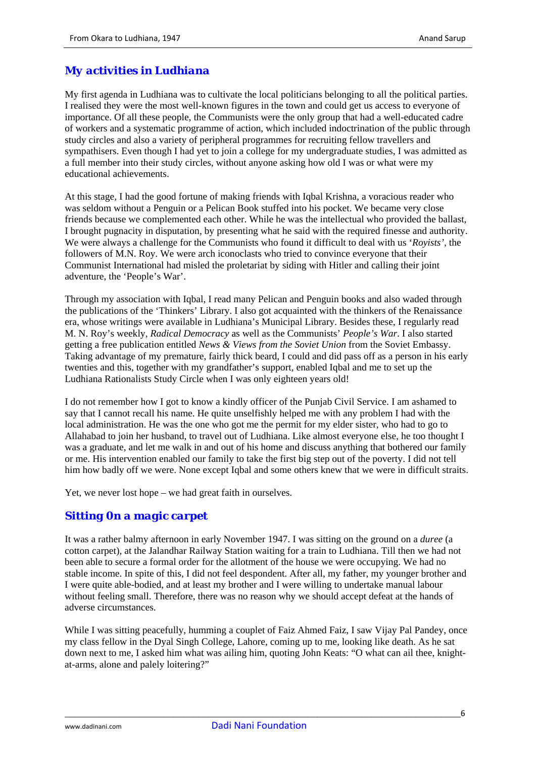## *My activities in Ludhiana*

My first agenda in Ludhiana was to cultivate the local politicians belonging to all the political parties. I realised they were the most well-known figures in the town and could get us access to everyone of importance. Of all these people, the Communists were the only group that had a well-educated cadre of workers and a systematic programme of action, which included indoctrination of the public through study circles and also a variety of peripheral programmes for recruiting fellow travellers and sympathisers. Even though I had yet to join a college for my undergraduate studies, I was admitted as a full member into their study circles, without anyone asking how old I was or what were my educational achievements.

At this stage, I had the good fortune of making friends with Iqbal Krishna, a voracious reader who was seldom without a Penguin or a Pelican Book stuffed into his pocket. We became very close friends because we complemented each other. While he was the intellectual who provided the ballast, I brought pugnacity in disputation, by presenting what he said with the required finesse and authority. We were always a challenge for the Communists who found it difficult to deal with us '*Royists*', the followers of M.N. Roy. We were arch iconoclasts who tried to convince everyone that their Communist International had misled the proletariat by siding with Hitler and calling their joint adventure, the 'People's War'.

Through my association with Iqbal, I read many Pelican and Penguin books and also waded through the publications of the 'Thinkers' Library. I also got acquainted with the thinkers of the Renaissance era, whose writings were available in Ludhiana's Municipal Library. Besides these, I regularly read M. N. Roy's weekly, *Radical Democracy* as well as the Communists' *People's War*. I also started getting a free publication entitled *News & Views from the Soviet Union* from the Soviet Embassy. Taking advantage of my premature, fairly thick beard, I could and did pass off as a person in his early twenties and this, together with my grandfather's support, enabled Iqbal and me to set up the Ludhiana Rationalists Study Circle when I was only eighteen years old!

I do not remember how I got to know a kindly officer of the Punjab Civil Service. I am ashamed to say that I cannot recall his name. He quite unselfishly helped me with any problem I had with the local administration. He was the one who got me the permit for my elder sister, who had to go to Allahabad to join her husband, to travel out of Ludhiana. Like almost everyone else, he too thought I was a graduate, and let me walk in and out of his home and discuss anything that bothered our family or me. His intervention enabled our family to take the first big step out of the poverty. I did not tell him how badly off we were. None except Iqbal and some others knew that we were in difficult straits.

Yet, we never lost hope – we had great faith in ourselves.

## *Sitting On a magic carpet*

It was a rather balmy afternoon in early November 1947. I was sitting on the ground on a *duree* (a cotton carpet), at the Jalandhar Railway Station waiting for a train to Ludhiana. Till then we had not been able to secure a formal order for the allotment of the house we were occupying. We had no stable income. In spite of this, I did not feel despondent. After all, my father, my younger brother and I were quite able-bodied, and at least my brother and I were willing to undertake manual labour without feeling small. Therefore, there was no reason why we should accept defeat at the hands of adverse circumstances.

While I was sitting peacefully, humming a couplet of Faiz Ahmed Faiz, I saw Vijay Pal Pandey, once my class fellow in the Dyal Singh College, Lahore, coming up to me, looking like death. As he sat down next to me, I asked him what was ailing him, quoting John Keats: "O what can ail thee, knight-at-arms, alone and palely loitering?"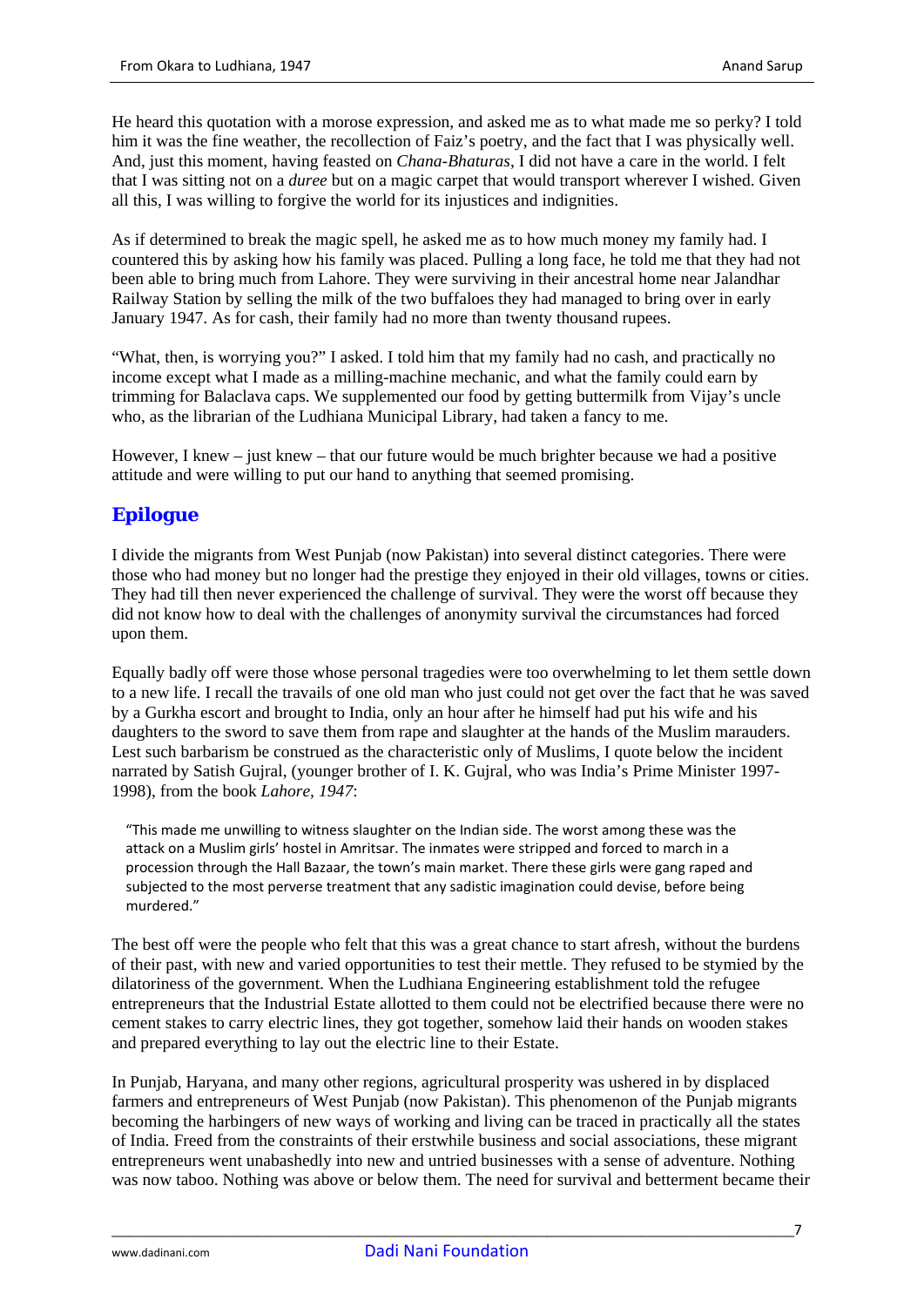He heard this quotation with a morose expression, and asked me as to what made me so perky? I told him it was the fine weather, the recollection of Faiz's poetry, and the fact that I was physically well. And, just this moment, having feasted on *Chana-Bhaturas*, I did not have a care in the world. I felt that I was sitting not on a *duree* but on a magic carpet that would transport wherever I wished. Given all this, I was willing to forgive the world for its injustices and indignities.

As if determined to break the magic spell, he asked me as to how much money my family had. I countered this by asking how his family was placed. Pulling a long face, he told me that they had not been able to bring much from Lahore. They were surviving in their ancestral home near Jalandhar Railway Station by selling the milk of the two buffaloes they had managed to bring over in early January 1947. As for cash, their family had no more than twenty thousand rupees.

"What, then, is worrying you?" I asked. I told him that my family had no cash, and practically no income except what I made as a milling-machine mechanic, and what the family could earn by trimming for Balaclava caps. We supplemented our food by getting buttermilk from Vijay's uncle who, as the librarian of the Ludhiana Municipal Library, had taken a fancy to me.

However, I knew – just knew – that our future would be much brighter because we had a positive attitude and were willing to put our hand to anything that seemed promising.

## Epilogue

I divide the migrants from West Punjab (now Pakistan) into several distinct categories. There were those who had money but no longer had the prestige they enjoyed in their old villages, towns or cities. They had till then never experienced the challenge of survival. They were the worst off because they did not know how to deal with the challenges of anonymity survival the circumstances had forced upon them.

Equally badly off were those whose personal tragedies were too overwhelming to let them settle down to a new life. I recall the travails of one old man who just could not get over the fact that he was saved by a Gurkha escort and brought to India, only an hour after he himself had put his wife and his daughters to the sword to save them from rape and slaughter at the hands of the Muslim marauders. Lest such barbarism be construed as the characteristic only of Muslims, I quote below the incident narrated by Satish Gujral, (younger brother of I. K. Gujral, who was India's Prime Minister 1997-1998), from the book *Lahore, 1947*:

> "This made me unwilling to witness slaughter on the Indian side. The worst among these was the attack on a Muslim girls' hostel in Amritsar. The inmates were stripped and forced to march in a procession through the Hall Bazaar, the town's main market. There these girls were gang raped and subjected to the most perverse treatment that any sadistic imagination could devise, before being murdered."

The best off were the people who felt that this was a great chance to start afresh, without the burdens of their past, with new and varied opportunities to test their mettle. They refused to be stymied by the dilatoriness of the government. When the Ludhiana Engineering establishment told the refugee entrepreneurs that the Industrial Estate allotted to them could not be electrified because there were no cement stakes to carry electric lines, they got together, somehow laid their hands on wooden stakes and prepared everything to lay out the electric line to their Estate.

In Punjab, Haryana, and many other regions, agricultural prosperity was ushered in by displaced farmers and entrepreneurs of West Punjab (now Pakistan). This phenomenon of the Punjab migrants becoming the harbingers of new ways of working and living can be traced in practically all the states of India. Freed from the constraints of their erstwhile business and social associations, these migrant entrepreneurs went unabashedly into new and untried businesses with a sense of adventure. Nothing was now taboo. Nothing was above or below them. The need for survival and betterment became their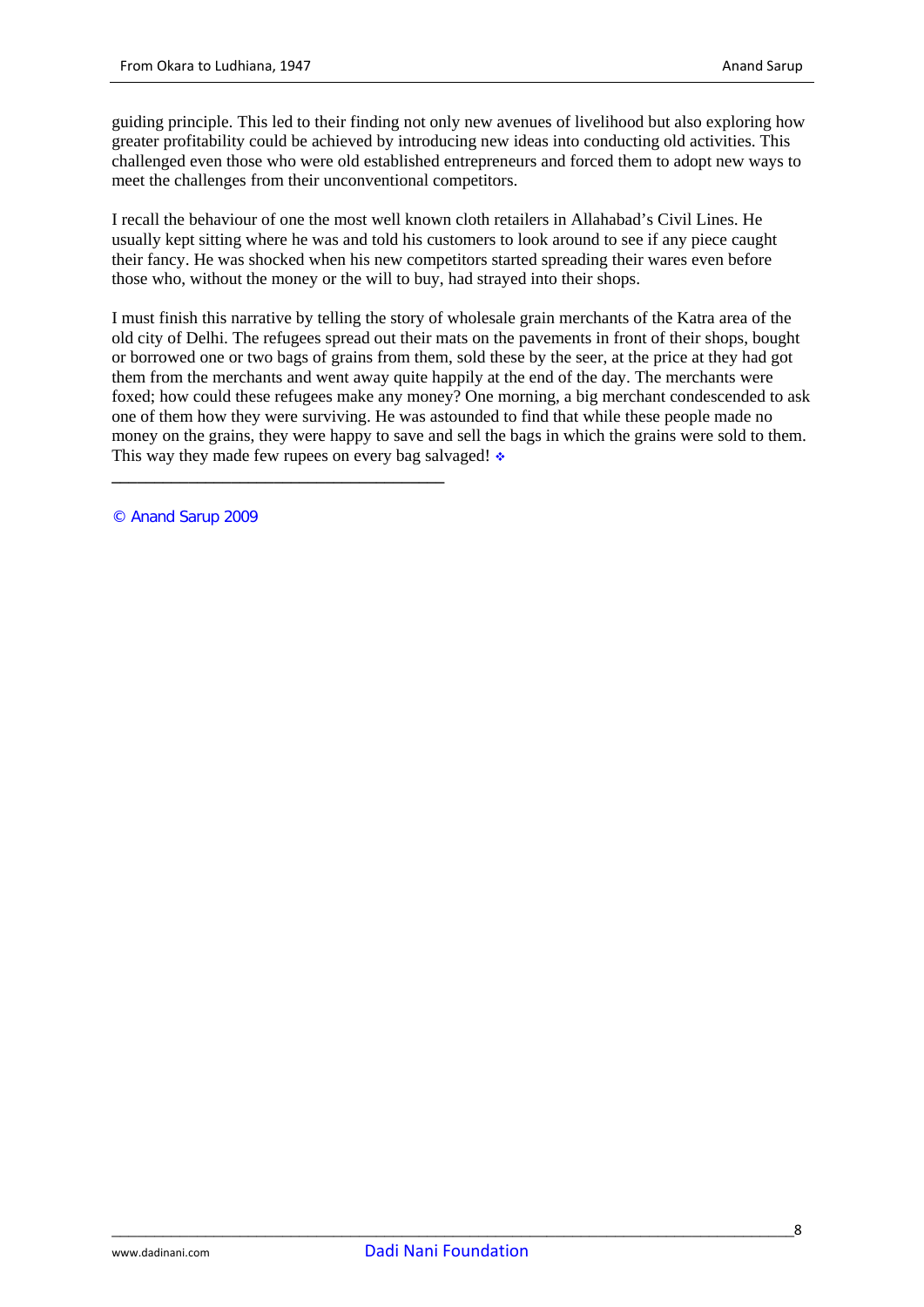guiding principle. This led to their finding not only new avenues of livelihood but also exploring how greater profitability could be achieved by introducing new ideas into conducting old activities. This challenged even those who were old established entrepreneurs and forced them to adopt new ways to meet the challenges from their unconventional competitors.

I recall the behaviour of one the most well known cloth retailers in Allahabad's Civil Lines. He usually kept sitting where he was and told his customers to look around to see if any piece caught their fancy. He was shocked when his new competitors started spreading their wares even before those who, without the money or the will to buy, had strayed into their shops.

I must finish this narrative by telling the story of wholesale grain merchants of the Katra area of the old city of Delhi. The refugees spread out their mats on the pavements in front of their shops, bought or borrowed one or two bags of grains from them, sold these by the seer, at the price at they had got them from the merchants and went away quite happily at the end of the day. The merchants were foxed; how could these refugees make any money? One morning, a big merchant condescended to ask one of them how they were surviving. He was astounded to find that while these people made no money on the grains, they were happy to save and sell the bags in which the grains were sold to them. This way they made few rupees on every bag salvaged! ❖

---

© Anand Sarup 2009